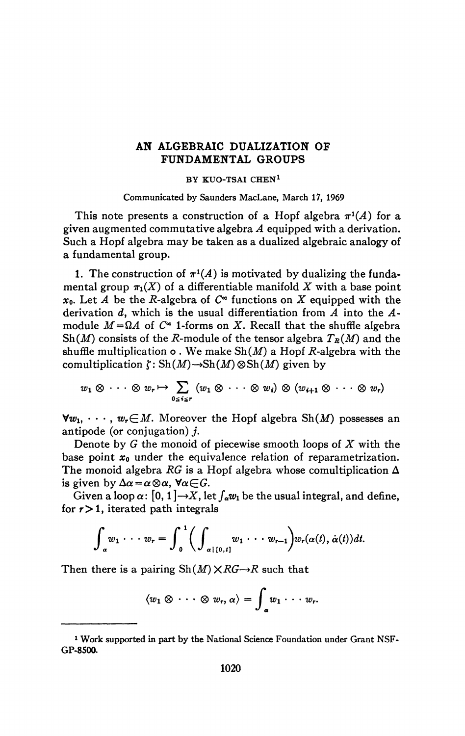# AN ALGEBRAIC DUALIZATION OF FUNDAMENTAL GROUPS

BY KUO-TSAI CHEN[1]

Communicated by Saunders MacLane, March 17, 1969

This note presents a construction of a Hopf algebra $\pi^1(A)$ for a given augmented commutative algebra $A$ equipped with a derivation. Such a Hopf algebra may be taken as a dualized algebraic analogy of a fundamental group.

1. The construction of $\pi^1(A)$ is motivated by dualizing the fundamental group $\pi_1(X)$ of a differentiable manifold $X$ with a base point $x_0$. Let $A$ be the $R$-algebra of $C^\infty$ functions on $X$ equipped with the derivation $d$, which is the usual differentiation from $A$ into the $A$-module $M = \Omega A$ of $C^\infty$ 1-forms on $X$. Recall that the shuffle algebra $\mathrm{Sh}(M)$ consists of the $R$-module of the tensor algebra $T_R(M)$ and the shuffle multiplication $\circ$. We make $\mathrm{Sh}(M)$ a Hopf $R$-algebra with the comultiplication $\zeta\colon \mathrm{Sh}(M) \to \mathrm{Sh}(M) \otimes \mathrm{Sh}(M)$ given by

$$w_1 \otimes \cdots \otimes w_r \mapsto \sum_{0 \leq i \leq r} (w_1 \otimes \cdots \otimes w_i) \otimes (w_{i+1} \otimes \cdots \otimes w_r)$$

$\forall w_1, \cdots, w_r \in M$. Moreover the Hopf algebra $\mathrm{Sh}(M)$ possesses an antipode (or conjugation) $j$.

Denote by $G$ the monoid of piecewise smooth loops of $X$ with the base point $x_0$ under the equivalence relation of reparametrization. The monoid algebra $RG$ is a Hopf algebra whose comultiplication $\Delta$ is given by $\Delta\alpha = \alpha \otimes \alpha$, $\forall \alpha \in G$.

Given a loop $\alpha\colon [0, 1] \to X$, let $\int_\alpha w_1$ be the usual integral, and define, for $r > 1$, iterated path integrals

$$\int_\alpha w_1 \cdots w_r = \int_0^1 \left( \int_{\alpha | [0,t]} w_1 \cdots w_{r-1} \right) w_r(\alpha(t), \dot{\alpha}(t))\, dt.$$

Then there is a pairing $\mathrm{Sh}(M) \times RG \to R$ such that

$$\langle w_1 \otimes \cdots \otimes w_r, \alpha \rangle = \int_\alpha w_1 \cdots w_r.$$

---

[1] Work supported in part by the National Science Foundation under Grant NSF-GP-8500.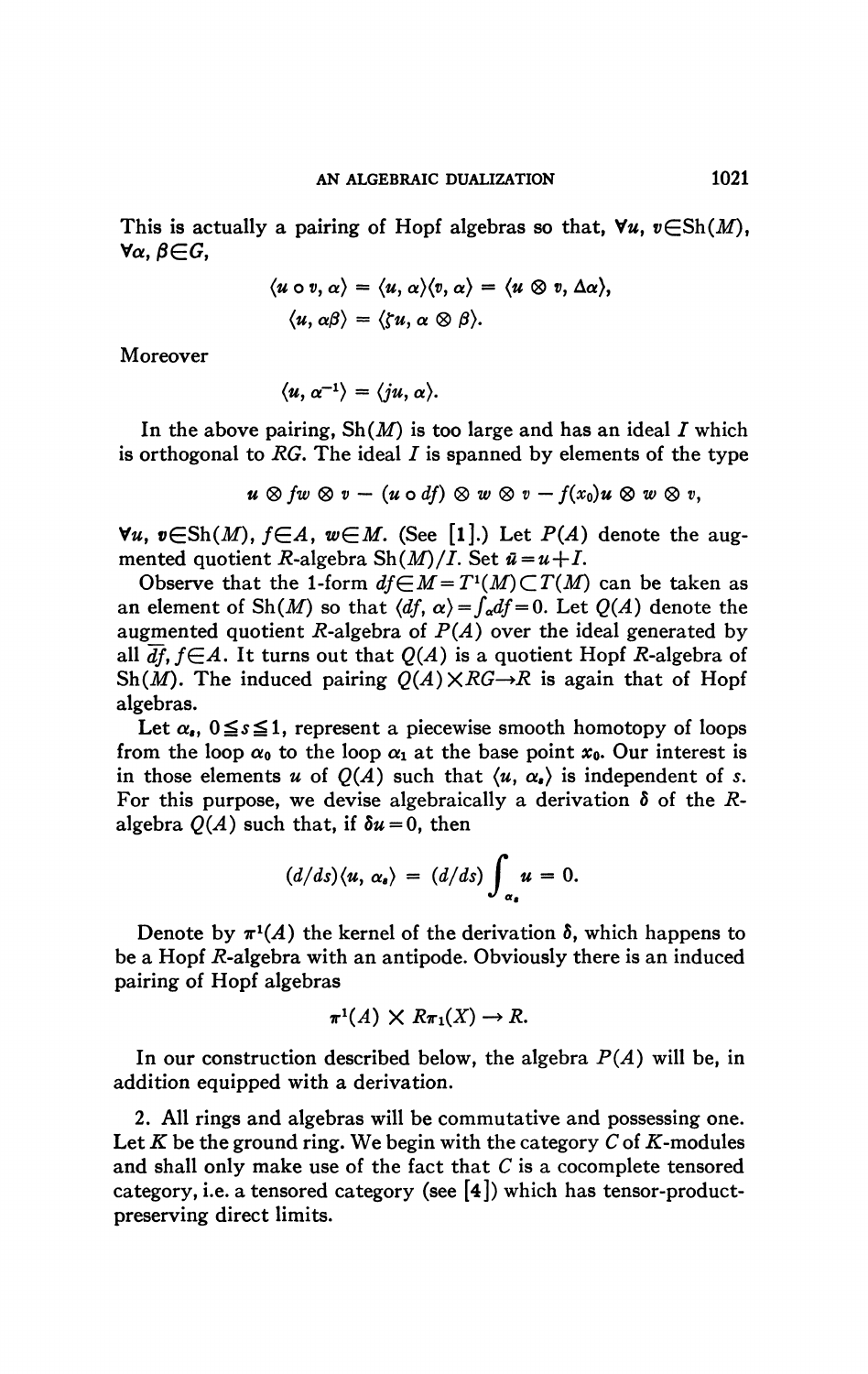This is actually a pairing of Hopf algebras so that, $\forall u, v \in \mathrm{Sh}(M)$, $\forall \alpha, \beta \in G$,

$$\langle u \circ v, \alpha \rangle = \langle u, \alpha \rangle \langle v, \alpha \rangle = \langle u \otimes v, \Delta \alpha \rangle,$$
$$\langle u, \alpha\beta \rangle = \langle \zeta u, \alpha \otimes \beta \rangle.$$

Moreover

$$\langle u, \alpha^{-1} \rangle = \langle ju, \alpha \rangle.$$

In the above pairing, $\mathrm{Sh}(M)$ is too large and has an ideal $I$ which is orthogonal to $RG$. The ideal $I$ is spanned by elements of the type

$$u \otimes fw \otimes v - (u \circ df) \otimes w \otimes v - f(x_0) u \otimes w \otimes v,$$

$\forall u, v \in \mathrm{Sh}(M)$, $f \in A$, $w \in M$. (See [1].) Let $P(A)$ denote the augmented quotient $R$-algebra $\mathrm{Sh}(M)/I$. Set $\bar{u} = u + I$.

Observe that the 1-form $df \in M = T^1(M) \subset T(M)$ can be taken as an element of $\mathrm{Sh}(M)$ so that $\langle df, \alpha \rangle = \int_\alpha df = 0$. Let $Q(A)$ denote the augmented quotient $R$-algebra of $P(A)$ over the ideal generated by all $\overline{df}$, $f \in A$. It turns out that $Q(A)$ is a quotient Hopf $R$-algebra of $\mathrm{Sh}(M)$. The induced pairing $Q(A) \times RG \to R$ is again that of Hopf algebras.

Let $\alpha_s$, $0 \leqq s \leqq 1$, represent a piecewise smooth homotopy of loops from the loop $\alpha_0$ to the loop $\alpha_1$ at the base point $x_0$. Our interest is in those elements $u$ of $Q(A)$ such that $\langle u, \alpha_s \rangle$ is independent of $s$. For this purpose, we devise algebraically a derivation $\delta$ of the $R$-algebra $Q(A)$ such that, if $\delta u = 0$, then

$$(d/ds)\langle u, \alpha_s \rangle = (d/ds) \int_{\alpha_s} u = 0.$$

Denote by $\pi^1(A)$ the kernel of the derivation $\delta$, which happens to be a Hopf $R$-algebra with an antipode. Obviously there is an induced pairing of Hopf algebras

$$\pi^1(A) \times R\pi_1(X) \to R.$$

In our construction described below, the algebra $P(A)$ will be, in addition equipped with a derivation.

2. All rings and algebras will be commutative and possessing one. Let $K$ be the ground ring. We begin with the category $C$ of $K$-modules and shall only make use of the fact that $C$ is a cocomplete tensored category, i.e. a tensored category (see [4]) which has tensor-product-preserving direct limits.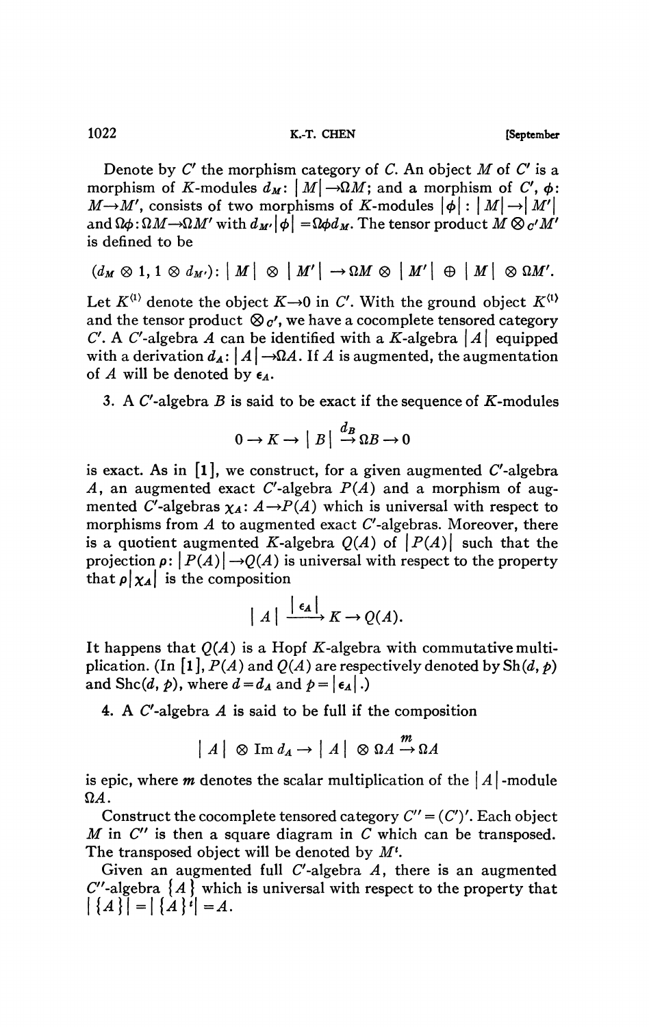Denote by $C'$ the morphism category of $C$. An object $M$ of $C'$ is a morphism of $K$-modules $d_M\colon |M| \to \Omega M$; and a morphism of $C'$, $\phi\colon M \to M'$, consists of two morphisms of $K$-modules $|\phi|\colon |M| \to |M'|$ and $\Omega\phi\colon \Omega M \to \Omega M'$ with $d_{M'}|\phi| = \Omega\phi d_M$. The tensor product $M \otimes_{C'} M'$ is defined to be

$$(d_M \otimes 1, 1 \otimes d_{M'})\colon |M| \otimes |M'| \to \Omega M \otimes |M'| \oplus |M| \otimes \Omega M'.$$

Let $K^{(1)}$ denote the object $K \to 0$ in $C'$. With the ground object $K^{(1)}$ and the tensor product $\otimes_{C'}$, we have a cocomplete tensored category $C'$. A $C'$-algebra $A$ can be identified with a $K$-algebra $|A|$ equipped with a derivation $d_A\colon |A| \to \Omega A$. If $A$ is augmented, the augmentation of $A$ will be denoted by $\epsilon_A$.

3. A $C'$-algebra $B$ is said to be exact if the sequence of $K$-modules

$$0 \to K \to |B| \xrightarrow{d_B} \Omega B \to 0$$

is exact. As in [1], we construct, for a given augmented $C'$-algebra $A$, an augmented exact $C'$-algebra $P(A)$ and a morphism of augmented $C'$-algebras $\chi_A\colon A \to P(A)$ which is universal with respect to morphisms from $A$ to augmented exact $C'$-algebras. Moreover, there is a quotient augmented $K$-algebra $Q(A)$ of $|P(A)|$ such that the projection $\rho\colon |P(A)| \to Q(A)$ is universal with respect to the property that $\rho|\chi_A|$ is the composition

$$|A| \xrightarrow{|\epsilon_A|} K \to Q(A).$$

It happens that $Q(A)$ is a Hopf $K$-algebra with commutative multiplication. (In [1], $P(A)$ and $Q(A)$ are respectively denoted by $\mathrm{Sh}(d, p)$ and $\mathrm{Shc}(d, p)$, where $d = d_A$ and $p = |\epsilon_A|$.)

4. A $C'$-algebra $A$ is said to be full if the composition

$$|A| \otimes \operatorname{Im} d_A \to |A| \otimes \Omega A \xrightarrow{m} \Omega A$$

is epic, where $m$ denotes the scalar multiplication of the $|A|$-module $\Omega A$.

Construct the cocomplete tensored category $C'' = (C')'$. Each object $M$ in $C''$ is then a square diagram in $C$ which can be transposed. The transposed object will be denoted by $M^t$.

Given an augmented full $C'$-algebra $A$, there is an augmented $C''$-algebra $\{A\}$ which is universal with respect to the property that $|\{A\}| = |\{A\}^t| = A$.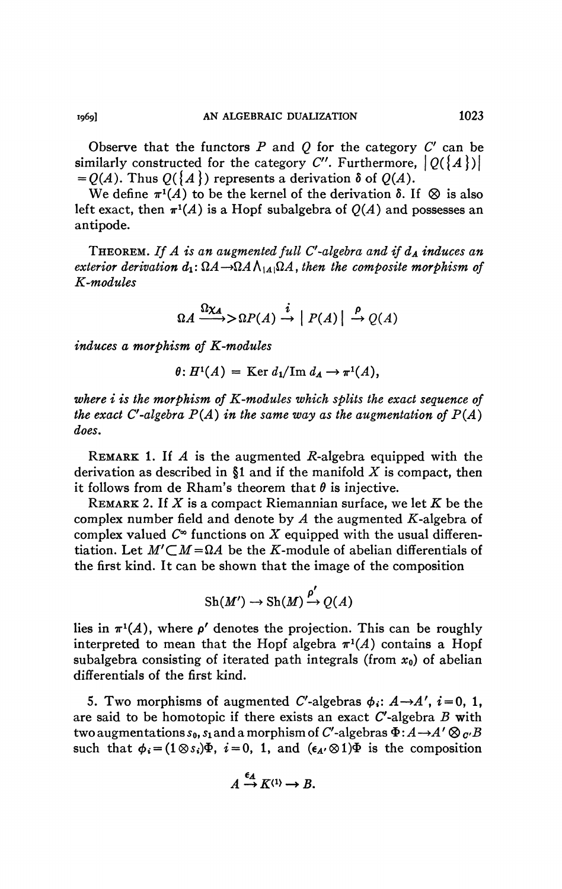Observe that the functors $P$ and $Q$ for the category $C'$ can be similarly constructed for the category $C''$. Furthermore, $|Q(\{A\})| = Q(A)$. Thus $Q(\{A\})$ represents a derivation $\delta$ of $Q(A)$.

We define $\pi^1(A)$ to be the kernel of the derivation $\delta$. If $\otimes$ is also left exact, then $\pi^1(A)$ is a Hopf subalgebra of $Q(A)$ and possesses an antipode.

THEOREM. *If $A$ is an augmented full $C'$-algebra and if $d_A$ induces an exterior derivation $d_1: \Omega A \to \Omega A \wedge_{|A|} \Omega A$, then the composite morphism of $K$-modules*

$$\Omega A \xrightarrow{\Omega\chi_A} \Omega P(A) \xrightarrow{i} |P(A)| \xrightarrow{\rho} Q(A)$$

*induces a morphism of $K$-modules*

$$\theta: H^1(A) = \operatorname{Ker} d_1/\operatorname{Im} d_A \to \pi^1(A),$$

*where $i$ is the morphism of $K$-modules which splits the exact sequence of the exact $C'$-algebra $P(A)$ in the same way as the augmentation of $P(A)$ does.*

REMARK 1. If $A$ is the augmented $R$-algebra equipped with the derivation as described in §1 and if the manifold $X$ is compact, then it follows from de Rham's theorem that $\theta$ is injective.

REMARK 2. If $X$ is a compact Riemannian surface, we let $K$ be the complex number field and denote by $A$ the augmented $K$-algebra of complex valued $C^\infty$ functions on $X$ equipped with the usual differentiation. Let $M' \subset M = \Omega A$ be the $K$-module of abelian differentials of the first kind. It can be shown that the image of the composition

$$\operatorname{Sh}(M') \to \operatorname{Sh}(M) \xrightarrow{\rho'} Q(A)$$

lies in $\pi^1(A)$, where $\rho'$ denotes the projection. This can be roughly interpreted to mean that the Hopf algebra $\pi^1(A)$ contains a Hopf subalgebra consisting of iterated path integrals (from $x_0$) of abelian differentials of the first kind.

5. Two morphisms of augmented $C'$-algebras $\phi_i: A \to A'$, $i = 0, 1$, are said to be homotopic if there exists an exact $C'$-algebra $B$ with two augmentations $s_0, s_1$ and a morphism of $C'$-algebras $\Phi: A \to A' \otimes_{C'} B$ such that $\phi_i = (1 \otimes s_i)\Phi$, $i = 0, 1$, and $(\epsilon_{A'} \otimes 1)\Phi$ is the composition

$$A \xrightarrow{\epsilon_A} K^{(1)} \to B.$$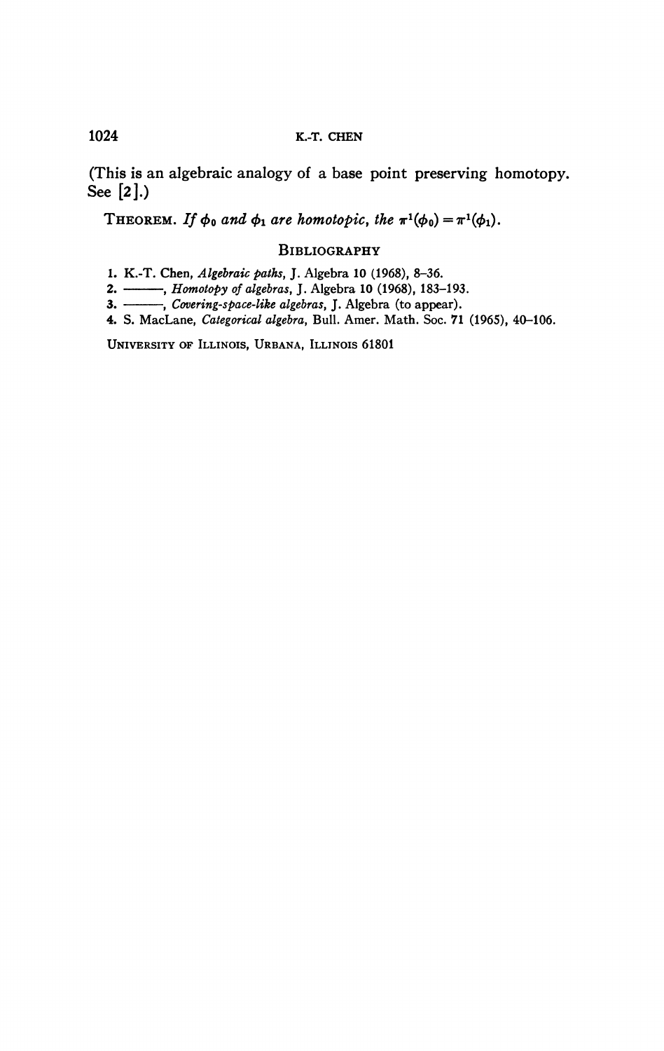(This is an algebraic analogy of a base point preserving homotopy. See [2].)

**THEOREM.** *If $\phi_0$ and $\phi_1$ are homotopic, the $\pi^1(\phi_0)=\pi^1(\phi_1)$.*

## BIBLIOGRAPHY

1. K.-T. Chen, *Algebraic paths*, J. Algebra 10 (1968), 8–36.
2. ———, *Homotopy of algebras*, J. Algebra 10 (1968), 183–193.
3. ———, *Covering-space-like algebras*, J. Algebra (to appear).
4. S. MacLane, *Categorical algebra*, Bull. Amer. Math. Soc. 71 (1965), 40–106.

UNIVERSITY OF ILLINOIS, URBANA, ILLINOIS 61801